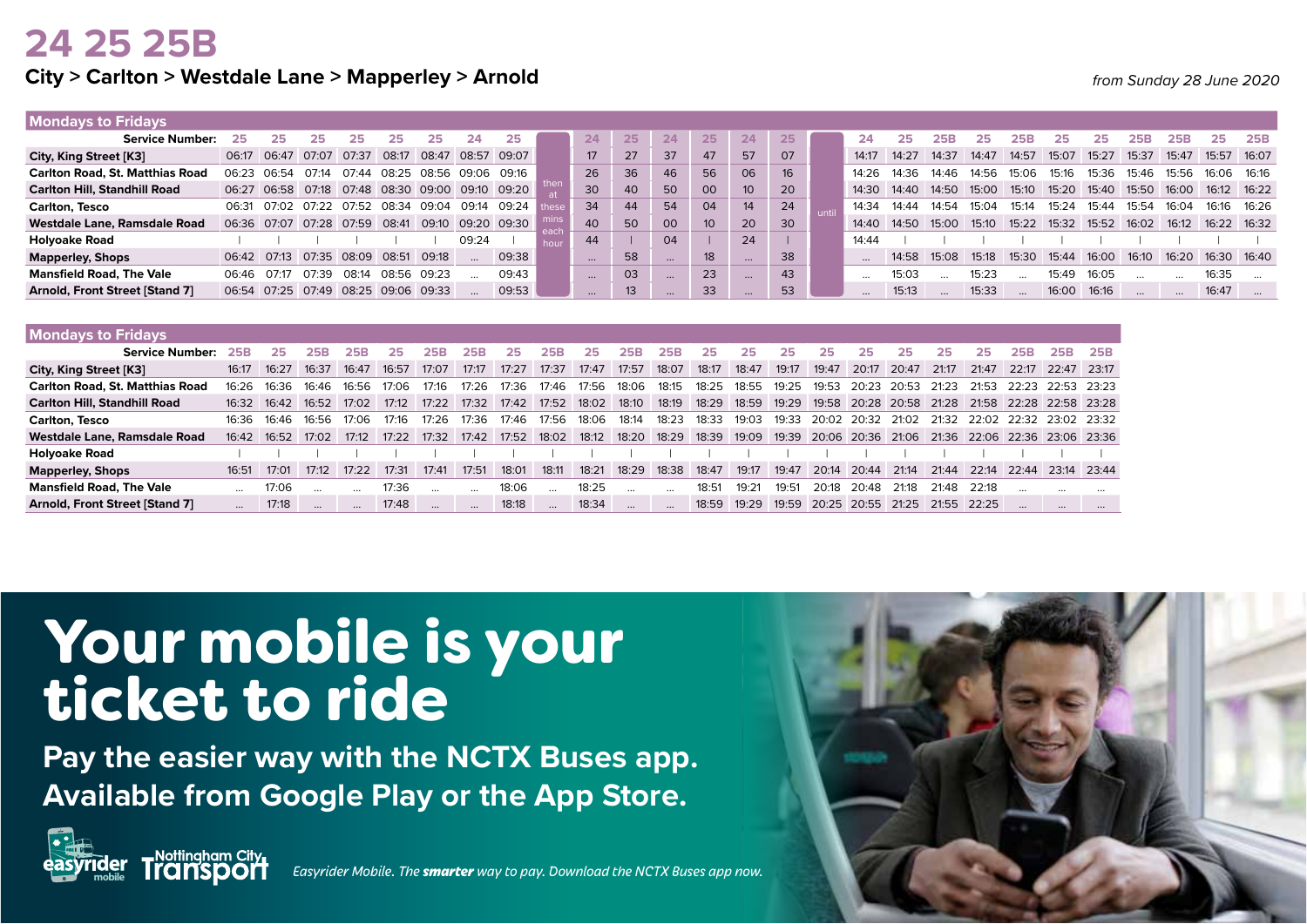# 24 25 25B

## City > Carlton > Westdale Lane > Mapperley > Arnold

*from Sunday 28 June 2020*

### Mondays to Fridays

| Service Number: | 25 | 25 | 25 | 25 | 25 | 25 | 24 | 25 | | 24 | 25 | 24 | 25 | 24 | 25 | | 24 | 25 | 25B | 25 | 25B | 25 | 25 | 25B | 25B | 25 | 25B |
|---|---|---|---|---|---|---|---|---|---|---|---|---|---|---|---|---|---|---|---|---|---|---|---|---|---|---|---|
| City, King Street [K3] | 06:17 | 06:47 | 07:07 | 07:37 | 08:17 | 08:47 | 08:57 | 09:07 | then at these mins each hour | 17 | 27 | 37 | 47 | 57 | 07 | until | 14:17 | 14:27 | 14:37 | 14:47 | 14:57 | 15:07 | 15:27 | 15:37 | 15:47 | 15:57 | 16:07 |
| Carlton Road, St. Matthias Road | 06:23 | 06:54 | 07:14 | 07:44 | 08:25 | 08:56 | 09:06 | 09:16 | | 26 | 36 | 46 | 56 | 06 | 16 | | 14:26 | 14:36 | 14:46 | 14:56 | 15:06 | 15:16 | 15:36 | 15:46 | 15:56 | 16:06 | 16:16 |
| Carlton Hill, Standhill Road | 06:27 | 06:58 | 07:18 | 07:48 | 08:30 | 09:00 | 09:10 | 09:20 | | 30 | 40 | 50 | 00 | 10 | 20 | | 14:30 | 14:40 | 14:50 | 15:00 | 15:10 | 15:20 | 15:40 | 15:50 | 16:00 | 16:12 | 16:22 |
| Carlton, Tesco | 06:31 | 07:02 | 07:22 | 07:52 | 08:34 | 09:04 | 09:14 | 09:24 | | 34 | 44 | 54 | 04 | 14 | 24 | | 14:34 | 14:44 | 14:54 | 15:04 | 15:14 | 15:24 | 15:44 | 15:54 | 16:04 | 16:16 | 16:26 |
| Westdale Lane, Ramsdale Road | 06:36 | 07:07 | 07:28 | 07:59 | 08:41 | 09:10 | 09:20 | 09:30 | | 40 | 50 | 00 | 10 | 20 | 30 | | 14:40 | 14:50 | 15:00 | 15:10 | 15:22 | 15:32 | 15:52 | 16:02 | 16:12 | 16:22 | 16:32 |
| Holyoake Road | \| | \| | \| | \| | \| | \| | 09:24 | \| | | 44 | \| | 04 | \| | 24 | \| | | 14:44 | \| | \| | \| | \| | \| | \| | \| | \| | \| | \| |
| Mapperley, Shops | 06:42 | 07:13 | 07:35 | 08:09 | 08:51 | 09:18 | ... | 09:38 | | ... | 58 | ... | 18 | ... | 38 | | ... | 14:58 | 15:08 | 15:18 | 15:30 | 15:44 | 16:00 | 16:10 | 16:20 | 16:30 | 16:40 |
| Mansfield Road, The Vale | 06:46 | 07:17 | 07:39 | 08:14 | 08:56 | 09:23 | ... | 09:43 | | ... | 03 | ... | 23 | ... | 43 | | ... | 15:03 | ... | 15:23 | ... | 15:49 | 16:05 | ... | ... | 16:35 | ... |
| Arnold, Front Street [Stand 7] | 06:54 | 07:25 | 07:49 | 08:25 | 09:06 | 09:33 | ... | 09:53 | | ... | 13 | ... | 33 | ... | 53 | | ... | 15:13 | ... | 15:33 | ... | 16:00 | 16:16 | ... | ... | 16:47 | ... |

### Mondays to Fridays

| Service Number: | 25B | 25 | 25B | 25B | 25 | 25B | 25B | 25 | 25B | 25 | 25B | 25B | 25 | 25 | 25 | 25 | 25 | 25 | 25 | 25 | 25B | 25B | 25B |
|---|---|---|---|---|---|---|---|---|---|---|---|---|---|---|---|---|---|---|---|---|---|---|---|
| City, King Street [K3] | 16:17 | 16:27 | 16:37 | 16:47 | 16:57 | 17:07 | 17:17 | 17:27 | 17:37 | 17:47 | 17:57 | 18:07 | 18:17 | 18:47 | 19:17 | 19:47 | 20:17 | 20:47 | 21:17 | 21:47 | 22:17 | 22:47 | 23:17 |
| Carlton Road, St. Matthias Road | 16:26 | 16:36 | 16:46 | 16:56 | 17:06 | 17:16 | 17:26 | 17:36 | 17:46 | 17:56 | 18:06 | 18:15 | 18:25 | 18:55 | 19:25 | 19:53 | 20:23 | 20:53 | 21:23 | 21:53 | 22:23 | 22:53 | 23:23 |
| Carlton Hill, Standhill Road | 16:32 | 16:42 | 16:52 | 17:02 | 17:12 | 17:22 | 17:32 | 17:42 | 17:52 | 18:02 | 18:10 | 18:19 | 18:29 | 18:59 | 19:29 | 19:58 | 20:28 | 20:58 | 21:28 | 21:58 | 22:28 | 22:58 | 23:28 |
| Carlton, Tesco | 16:36 | 16:46 | 16:56 | 17:06 | 17:16 | 17:26 | 17:36 | 17:46 | 17:56 | 18:06 | 18:14 | 18:23 | 18:33 | 19:03 | 19:33 | 20:02 | 20:32 | 21:02 | 21:32 | 22:02 | 22:32 | 23:02 | 23:32 |
| Westdale Lane, Ramsdale Road | 16:42 | 16:52 | 17:02 | 17:12 | 17:22 | 17:32 | 17:42 | 17:52 | 18:02 | 18:12 | 18:20 | 18:29 | 18:39 | 19:09 | 19:39 | 20:06 | 20:36 | 21:06 | 21:36 | 22:06 | 22:36 | 23:06 | 23:36 |
| Holyoake Road | \| | \| | \| | \| | \| | \| | \| | \| | \| | \| | \| | \| | \| | \| | \| | \| | \| | \| | \| | \| | \| | \| | \| |
| Mapperley, Shops | 16:51 | 17:01 | 17:12 | 17:22 | 17:31 | 17:41 | 17:51 | 18:01 | 18:11 | 18:21 | 18:29 | 18:38 | 18:47 | 19:17 | 19:47 | 20:14 | 20:44 | 21:14 | 21:44 | 22:14 | 22:44 | 23:14 | 23:44 |
| Mansfield Road, The Vale | ... | 17:06 | ... | ... | 17:36 | ... | ... | 18:06 | ... | 18:25 | ... | ... | 18:51 | 19:21 | 19:51 | 20:18 | 20:48 | 21:18 | 21:48 | 22:18 | ... | ... | ... |
| Arnold, Front Street [Stand 7] | ... | 17:18 | ... | ... | 17:48 | ... | ... | 18:18 | ... | 18:34 | ... | ... | 18:59 | 19:29 | 19:59 | 20:25 | 20:55 | 21:25 | 21:55 | 22:25 | ... | ... | ... |

# Your mobile is your ticket to ride

**Pay the easier way with the NCTX Buses app. Available from Google Play or the App Store.**

easyrider mobile | Nottingham City Transport

*Easyrider Mobile. The **smarter** way to pay. Download the NCTX Buses app now.*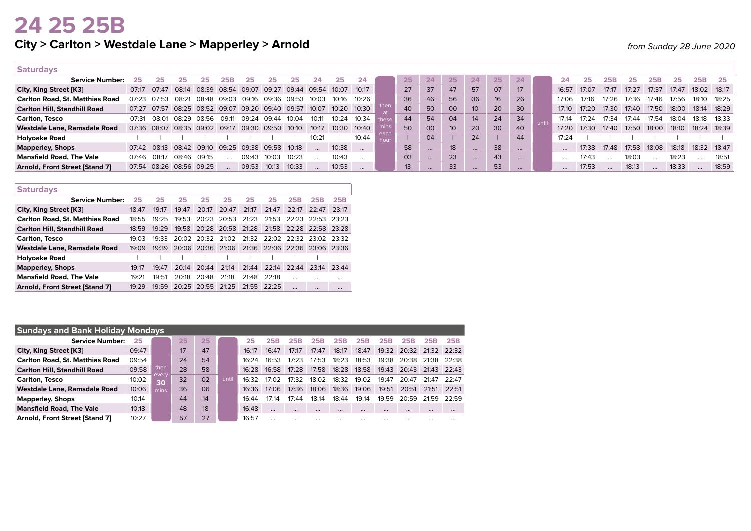# 24 25 25B

## City > Carlton > Westdale Lane > Mapperley > Arnold

*from Sunday 28 June 2020*

### Saturdays

| Service Number: | 25 | 25 | 25 | 25 | 25B | 25 | 25 | 25 | 24 | 25 | 24 | | 25 | 24 | 25 | 24 | 25 | 24 | | 24 | 25 | 25B | 25 | 25B | 25 | 25B | 25 |
|---|---|---|---|---|---|---|---|---|---|---|---|---|---|---|---|---|---|---|---|---|---|---|---|---|---|---|---|
| City, King Street [K3] | 07:17 | 07:47 | 08:14 | 08:39 | 08:54 | 09:07 | 09:27 | 09:44 | 09:54 | 10:07 | 10:17 | then at these mins each hour | 27 | 37 | 47 | 57 | 07 | 17 | until | 16:57 | 17:07 | 17:17 | 17:27 | 17:37 | 17:47 | 18:02 | 18:17 |
| Carlton Road, St. Matthias Road | 07:23 | 07:53 | 08:21 | 08:48 | 09:03 | 09:16 | 09:36 | 09:53 | 10:03 | 10:16 | 10:26 | | 36 | 46 | 56 | 06 | 16 | 26 | | 17:06 | 17:16 | 17:26 | 17:36 | 17:46 | 17:56 | 18:10 | 18:25 |
| Carlton Hill, Standhill Road | 07:27 | 07:57 | 08:25 | 08:52 | 09:07 | 09:20 | 09:40 | 09:57 | 10:07 | 10:20 | 10:30 | | 40 | 50 | 00 | 10 | 20 | 30 | | 17:10 | 17:20 | 17:30 | 17:40 | 17:50 | 18:00 | 18:14 | 18:29 |
| Carlton, Tesco | 07:31 | 08:01 | 08:29 | 08:56 | 09:11 | 09:24 | 09:44 | 10:04 | 10:11 | 10:24 | 10:34 | | 44 | 54 | 04 | 14 | 24 | 34 | | 17:14 | 17:24 | 17:34 | 17:44 | 17:54 | 18:04 | 18:18 | 18:33 |
| Westdale Lane, Ramsdale Road | 07:36 | 08:07 | 08:35 | 09:02 | 09:17 | 09:30 | 09:50 | 10:10 | 10:17 | 10:30 | 10:40 | | 50 | 00 | 10 | 20 | 30 | 40 | | 17:20 | 17:30 | 17:40 | 17:50 | 18:00 | 18:10 | 18:24 | 18:39 |
| Holyoake Road | \| | \| | \| | \| | \| | \| | \| | \| | 10:21 | \| | 10:44 | | \| | 04 | \| | 24 | \| | 44 | | 17:24 | \| | \| | \| | \| | \| | \| | \| |
| Mapperley, Shops | 07:42 | 08:13 | 08:42 | 09:10 | 09:25 | 09:38 | 09:58 | 10:18 | ... | 10:38 | ... | | 58 | ... | 18 | ... | 38 | ... | | ... | 17:38 | 17:48 | 17:58 | 18:08 | 18:18 | 18:32 | 18:47 |
| Mansfield Road, The Vale | 07:46 | 08:17 | 08:46 | 09:15 | ... | 09:43 | 10:03 | 10:23 | ... | 10:43 | ... | | 03 | ... | 23 | ... | 43 | ... | | ... | 17:43 | ... | 18:03 | ... | 18:23 | ... | 18:51 |
| Arnold, Front Street [Stand 7] | 07:54 | 08:26 | 08:56 | 09:25 | ... | 09:53 | 10:13 | 10:33 | ... | 10:53 | ... | | 13 | ... | 33 | ... | 53 | ... | | ... | 17:53 | ... | 18:13 | ... | 18:33 | ... | 18:59 |

### Saturdays

| Service Number: | 25 | 25 | 25 | 25 | 25 | 25 | 25 | 25B | 25B | 25B |
|---|---|---|---|---|---|---|---|---|---|---|
| City, King Street [K3] | 18:47 | 19:17 | 19:47 | 20:17 | 20:47 | 21:17 | 21:47 | 22:17 | 22:47 | 23:17 |
| Carlton Road, St. Matthias Road | 18:55 | 19:25 | 19:53 | 20:23 | 20:53 | 21:23 | 21:53 | 22:23 | 22:53 | 23:23 |
| Carlton Hill, Standhill Road | 18:59 | 19:29 | 19:58 | 20:28 | 20:58 | 21:28 | 21:58 | 22:28 | 22:58 | 23:28 |
| Carlton, Tesco | 19:03 | 19:33 | 20:02 | 20:32 | 21:02 | 21:32 | 22:02 | 22:32 | 23:02 | 23:32 |
| Westdale Lane, Ramsdale Road | 19:09 | 19:39 | 20:06 | 20:36 | 21:06 | 21:36 | 22:06 | 22:36 | 23:06 | 23:36 |
| Holyoake Road | \| | \| | \| | \| | \| | \| | \| | \| | \| | \| |
| Mapperley, Shops | 19:17 | 19:47 | 20:14 | 20:44 | 21:14 | 21:44 | 22:14 | 22:44 | 23:14 | 23:44 |
| Mansfield Road, The Vale | 19:21 | 19:51 | 20:18 | 20:48 | 21:18 | 21:48 | 22:18 | ... | ... | ... |
| Arnold, Front Street [Stand 7] | 19:29 | 19:59 | 20:25 | 20:55 | 21:25 | 21:55 | 22:25 | ... | ... | ... |

### Sundays and Bank Holiday Mondays

| Service Number: | 25 | | 25 | 25 | | 25 | 25B | 25B | 25B | 25B | 25B | 25B | 25B | 25B | 25B |
|---|---|---|---|---|---|---|---|---|---|---|---|---|---|---|---|
| City, King Street [K3] | 09:47 | then every 30 mins | 17 | 47 | until | 16:17 | 16:47 | 17:17 | 17:47 | 18:17 | 18:47 | 19:32 | 20:32 | 21:32 | 22:32 |
| Carlton Road, St. Matthias Road | 09:54 | | 24 | 54 | | 16:24 | 16:53 | 17:23 | 17:53 | 18:23 | 18:53 | 19:38 | 20:38 | 21:38 | 22:38 |
| Carlton Hill, Standhill Road | 09:58 | | 28 | 58 | | 16:28 | 16:58 | 17:28 | 17:58 | 18:28 | 18:58 | 19:43 | 20:43 | 21:43 | 22:43 |
| Carlton, Tesco | 10:02 | | 32 | 02 | | 16:32 | 17:02 | 17:32 | 18:02 | 18:32 | 19:02 | 19:47 | 20:47 | 21:47 | 22:47 |
| Westdale Lane, Ramsdale Road | 10:06 | | 36 | 06 | | 16:36 | 17:06 | 17:36 | 18:06 | 18:36 | 19:06 | 19:51 | 20:51 | 21:51 | 22:51 |
| Mapperley, Shops | 10:14 | | 44 | 14 | | 16:44 | 17:14 | 17:44 | 18:14 | 18:44 | 19:14 | 19:59 | 20:59 | 21:59 | 22:59 |
| Mansfield Road, The Vale | 10:18 | | 48 | 18 | | 16:48 | ... | ... | ... | ... | ... | ... | ... | ... | ... |
| Arnold, Front Street [Stand 7] | 10:27 | | 57 | 27 | | 16:57 | ... | ... | ... | ... | ... | ... | ... | ... | ... |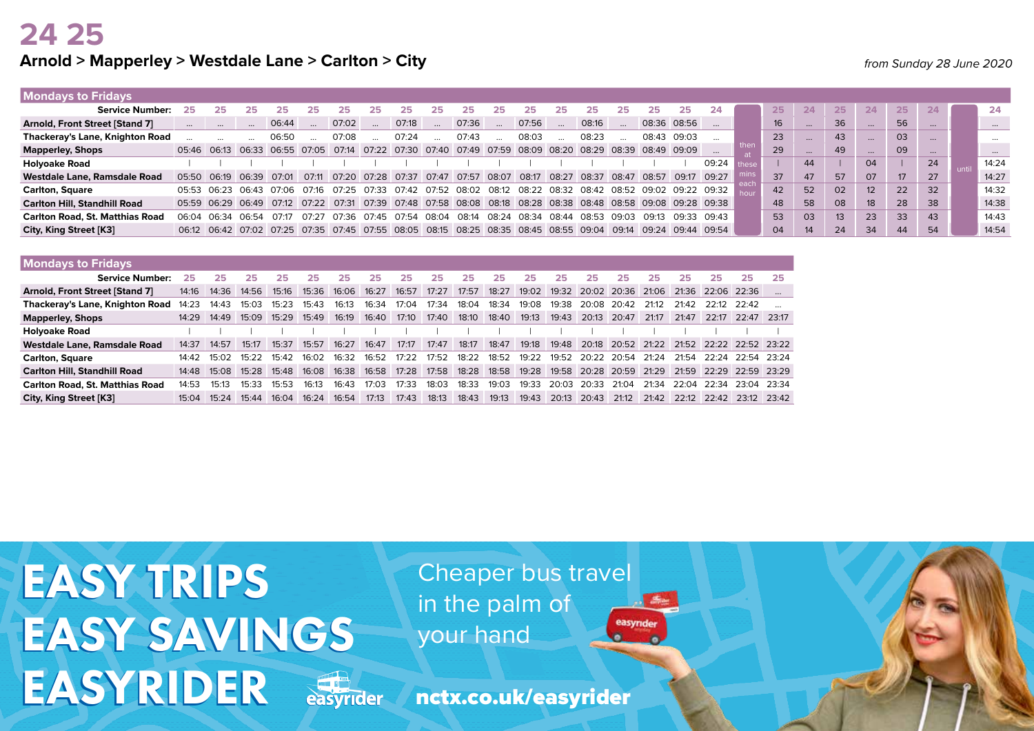# 24 25

## Arnold > Mapperley > Westdale Lane > Carlton > City

*from Sunday 28 June 2020*

### Mondays to Fridays

| Service Number: | 25 | 25 | 25 | 25 | 25 | 25 | 25 | 25 | 25 | 25 | 25 | 25 | 25 | 25 | 25 | 25 | 25 | 24 | | 25 | 24 | 25 | 24 | 25 | 24 | | 24 |
|---|---|---|---|---|---|---|---|---|---|---|---|---|---|---|---|---|---|---|---|---|---|---|---|---|---|---|---|
| Arnold, Front Street [Stand 7] | ... | ... | ... | 06:44 | ... | 07:02 | ... | 07:18 | ... | 07:36 | ... | 07:56 | ... | 08:16 | ... | 08:36 | 08:56 | ... | then at these mins each hour | 16 | ... | 36 | ... | 56 | ... | until | ... |
| Thackeray's Lane, Knighton Road | ... | ... | ... | 06:50 | ... | 07:08 | ... | 07:24 | ... | 07:43 | ... | 08:03 | ... | 08:23 | ... | 08:43 | 09:03 | ... | | 23 | ... | 43 | ... | 03 | ... | | ... |
| Mapperley, Shops | 05:46 | 06:13 | 06:33 | 06:55 | 07:05 | 07:14 | 07:22 | 07:30 | 07:40 | 07:49 | 07:59 | 08:09 | 08:20 | 08:29 | 08:39 | 08:49 | 09:09 | ... | | 29 | ... | 49 | ... | 09 | ... | | ... |
| Holyoake Road | \| | \| | \| | \| | \| | \| | \| | \| | \| | \| | \| | \| | \| | \| | \| | \| | \| | 09:24 | | \| | 44 | \| | 04 | \| | 24 | | 14:24 |
| Westdale Lane, Ramsdale Road | 05:50 | 06:19 | 06:39 | 07:01 | 07:11 | 07:20 | 07:28 | 07:37 | 07:47 | 07:57 | 08:07 | 08:17 | 08:27 | 08:37 | 08:47 | 08:57 | 09:17 | 09:27 | | 37 | 47 | 57 | 07 | 17 | 27 | | 14:27 |
| Carlton, Square | 05:53 | 06:23 | 06:43 | 07:06 | 07:16 | 07:25 | 07:33 | 07:42 | 07:52 | 08:02 | 08:12 | 08:22 | 08:32 | 08:42 | 08:52 | 09:02 | 09:22 | 09:32 | | 42 | 52 | 02 | 12 | 22 | 32 | | 14:32 |
| Carlton Hill, Standhill Road | 05:59 | 06:29 | 06:49 | 07:12 | 07:22 | 07:31 | 07:39 | 07:48 | 07:58 | 08:08 | 08:18 | 08:28 | 08:38 | 08:48 | 08:58 | 09:08 | 09:28 | 09:38 | | 48 | 58 | 08 | 18 | 28 | 38 | | 14:38 |
| Carlton Road, St. Matthias Road | 06:04 | 06:34 | 06:54 | 07:17 | 07:27 | 07:36 | 07:45 | 07:54 | 08:04 | 08:14 | 08:24 | 08:34 | 08:44 | 08:53 | 09:03 | 09:13 | 09:33 | 09:43 | | 53 | 03 | 13 | 23 | 33 | 43 | | 14:43 |
| City, King Street [K3] | 06:12 | 06:42 | 07:02 | 07:25 | 07:35 | 07:45 | 07:55 | 08:05 | 08:15 | 08:25 | 08:35 | 08:45 | 08:55 | 09:04 | 09:14 | 09:24 | 09:44 | 09:54 | | 04 | 14 | 24 | 34 | 44 | 54 | | 14:54 |

### Mondays to Fridays

| Service Number: | 25 | 25 | 25 | 25 | 25 | 25 | 25 | 25 | 25 | 25 | 25 | 25 | 25 | 25 | 25 | 25 | 25 | 25 | 25 | 25 |
|---|---|---|---|---|---|---|---|---|---|---|---|---|---|---|---|---|---|---|---|---|
| Arnold, Front Street [Stand 7] | 14:16 | 14:36 | 14:56 | 15:16 | 15:36 | 16:06 | 16:27 | 16:57 | 17:27 | 17:57 | 18:27 | 19:02 | 19:32 | 20:02 | 20:36 | 21:06 | 21:36 | 22:06 | 22:36 | ... |
| Thackeray's Lane, Knighton Road | 14:23 | 14:43 | 15:03 | 15:23 | 15:43 | 16:13 | 16:34 | 17:04 | 17:34 | 18:04 | 18:34 | 19:08 | 19:38 | 20:08 | 20:42 | 21:12 | 21:42 | 22:12 | 22:42 | ... |
| Mapperley, Shops | 14:29 | 14:49 | 15:09 | 15:29 | 15:49 | 16:19 | 16:40 | 17:10 | 17:40 | 18:10 | 18:40 | 19:13 | 19:43 | 20:13 | 20:47 | 21:17 | 21:47 | 22:17 | 22:47 | 23:17 |
| Holyoake Road | \| | \| | \| | \| | \| | \| | \| | \| | \| | \| | \| | \| | \| | \| | \| | \| | \| | \| | \| | \| |
| Westdale Lane, Ramsdale Road | 14:37 | 14:57 | 15:17 | 15:37 | 15:57 | 16:27 | 16:47 | 17:17 | 17:47 | 18:17 | 18:47 | 19:18 | 19:48 | 20:18 | 20:52 | 21:22 | 21:52 | 22:22 | 22:52 | 23:22 |
| Carlton, Square | 14:42 | 15:02 | 15:22 | 15:42 | 16:02 | 16:32 | 16:52 | 17:22 | 17:52 | 18:22 | 18:52 | 19:22 | 19:52 | 20:22 | 20:54 | 21:24 | 21:54 | 22:24 | 22:54 | 23:24 |
| Carlton Hill, Standhill Road | 14:48 | 15:08 | 15:28 | 15:48 | 16:08 | 16:38 | 16:58 | 17:28 | 17:58 | 18:28 | 18:58 | 19:28 | 19:58 | 20:28 | 20:59 | 21:29 | 21:59 | 22:29 | 22:59 | 23:29 |
| Carlton Road, St. Matthias Road | 14:53 | 15:13 | 15:33 | 15:53 | 16:13 | 16:43 | 17:03 | 17:33 | 18:03 | 18:33 | 19:03 | 19:33 | 20:03 | 20:33 | 21:04 | 21:34 | 22:04 | 22:34 | 23:04 | 23:34 |
| City, King Street [K3] | 15:04 | 15:24 | 15:44 | 16:04 | 16:24 | 16:54 | 17:13 | 17:43 | 18:13 | 18:43 | 19:13 | 19:43 | 20:13 | 20:43 | 21:12 | 21:42 | 22:12 | 22:42 | 23:12 | 23:42 |

**EASY TRIPS**
**EASY SAVINGS**
**EASYRIDER**

easyrider

Cheaper bus travel in the palm of your hand

**nctx.co.uk/easyrider**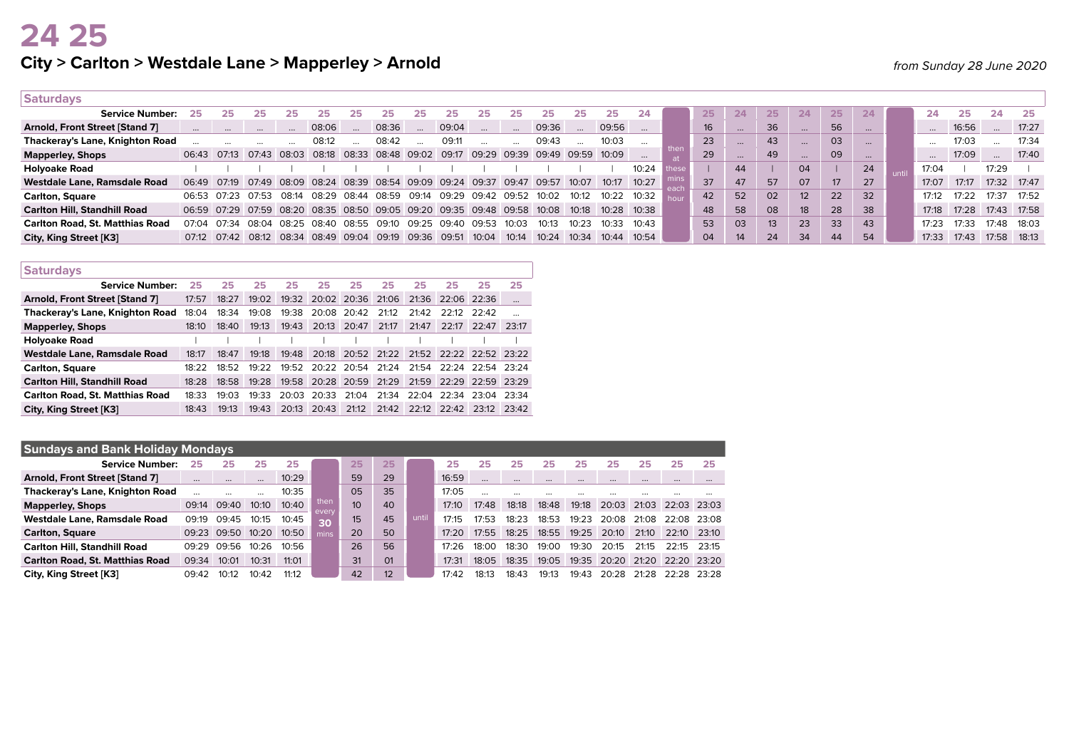# 24 25

## City > Carlton > Westdale Lane > Mapperley > Arnold

*from Sunday 28 June 2020*

### Saturdays

| Service Number: | 25 | 25 | 25 | 25 | 25 | 25 | 25 | 25 | 25 | 25 | 25 | 25 | 25 | 25 | 24 | | 25 | 24 | 25 | 24 | 25 | 24 | | 24 | 25 | 24 | 25 |
|---|---|---|---|---|---|---|---|---|---|---|---|---|---|---|---|---|---|---|---|---|---|---|---|---|---|---|---|
| Arnold, Front Street [Stand 7] | ... | ... | ... | ... | 08:06 | ... | 08:36 | ... | 09:04 | ... | ... | 09:36 | ... | 09:56 | ... | then at these mins each hour | 16 | ... | 36 | ... | 56 | ... | until | ... | 16:56 | ... | 17:27 |
| Thackeray's Lane, Knighton Road | ... | ... | ... | ... | 08:12 | ... | 08:42 | ... | 09:11 | ... | ... | 09:43 | ... | 10:03 | ... | | 23 | ... | 43 | ... | 03 | ... | | ... | 17:03 | ... | 17:34 |
| Mapperley, Shops | 06:43 | 07:13 | 07:43 | 08:03 | 08:18 | 08:33 | 08:48 | 09:02 | 09:17 | 09:29 | 09:39 | 09:49 | 09:59 | 10:09 | ... | | 29 | ... | 49 | ... | 09 | ... | | ... | 17:09 | ... | 17:40 |
| Holyoake Road | \| | \| | \| | \| | \| | \| | \| | \| | \| | \| | \| | \| | \| | \| | 10:24 | | \| | 44 | \| | 04 | \| | 24 | | 17:04 | \| | 17:29 | \| |
| Westdale Lane, Ramsdale Road | 06:49 | 07:19 | 07:49 | 08:09 | 08:24 | 08:39 | 08:54 | 09:09 | 09:24 | 09:37 | 09:47 | 09:57 | 10:07 | 10:17 | 10:27 | | 37 | 47 | 57 | 07 | 17 | 27 | | 17:07 | 17:17 | 17:32 | 17:47 |
| Carlton, Square | 06:53 | 07:23 | 07:53 | 08:14 | 08:29 | 08:44 | 08:59 | 09:14 | 09:29 | 09:42 | 09:52 | 10:02 | 10:12 | 10:22 | 10:32 | | 42 | 52 | 02 | 12 | 22 | 32 | | 17:12 | 17:22 | 17:37 | 17:52 |
| Carlton Hill, Standhill Road | 06:59 | 07:29 | 07:59 | 08:20 | 08:35 | 08:50 | 09:05 | 09:20 | 09:35 | 09:48 | 09:58 | 10:08 | 10:18 | 10:28 | 10:38 | | 48 | 58 | 08 | 18 | 28 | 38 | | 17:18 | 17:28 | 17:43 | 17:58 |
| Carlton Road, St. Matthias Road | 07:04 | 07:34 | 08:04 | 08:25 | 08:40 | 08:55 | 09:10 | 09:25 | 09:40 | 09:53 | 10:03 | 10:13 | 10:23 | 10:33 | 10:43 | | 53 | 03 | 13 | 23 | 33 | 43 | | 17:23 | 17:33 | 17:48 | 18:03 |
| City, King Street [K3] | 07:12 | 07:42 | 08:12 | 08:34 | 08:49 | 09:04 | 09:19 | 09:36 | 09:51 | 10:04 | 10:14 | 10:24 | 10:34 | 10:44 | 10:54 | | 04 | 14 | 24 | 34 | 44 | 54 | | 17:33 | 17:43 | 17:58 | 18:13 |

### Saturdays

| Service Number: | 25 | 25 | 25 | 25 | 25 | 25 | 25 | 25 | 25 | 25 | 25 |
|---|---|---|---|---|---|---|---|---|---|---|---|
| Arnold, Front Street [Stand 7] | 17:57 | 18:27 | 19:02 | 19:32 | 20:02 | 20:36 | 21:06 | 21:36 | 22:06 | 22:36 | ... |
| Thackeray's Lane, Knighton Road | 18:04 | 18:34 | 19:08 | 19:38 | 20:08 | 20:42 | 21:12 | 21:42 | 22:12 | 22:42 | ... |
| Mapperley, Shops | 18:10 | 18:40 | 19:13 | 19:43 | 20:13 | 20:47 | 21:17 | 21:47 | 22:17 | 22:47 | 23:17 |
| Holyoake Road | \| | \| | \| | \| | \| | \| | \| | \| | \| | \| | \| |
| Westdale Lane, Ramsdale Road | 18:17 | 18:47 | 19:18 | 19:48 | 20:18 | 20:52 | 21:22 | 21:52 | 22:22 | 22:52 | 23:22 |
| Carlton, Square | 18:22 | 18:52 | 19:22 | 19:52 | 20:22 | 20:54 | 21:24 | 21:54 | 22:24 | 22:54 | 23:24 |
| Carlton Hill, Standhill Road | 18:28 | 18:58 | 19:28 | 19:58 | 20:28 | 20:59 | 21:29 | 21:59 | 22:29 | 22:59 | 23:29 |
| Carlton Road, St. Matthias Road | 18:33 | 19:03 | 19:33 | 20:03 | 20:33 | 21:04 | 21:34 | 22:04 | 22:34 | 23:04 | 23:34 |
| City, King Street [K3] | 18:43 | 19:13 | 19:43 | 20:13 | 20:43 | 21:12 | 21:42 | 22:12 | 22:42 | 23:12 | 23:42 |

### Sundays and Bank Holiday Mondays

| Service Number: | 25 | 25 | 25 | 25 | | 25 | 25 | | 25 | 25 | 25 | 25 | 25 | 25 | 25 | 25 | 25 |
|---|---|---|---|---|---|---|---|---|---|---|---|---|---|---|---|---|---|
| Arnold, Front Street [Stand 7] | ... | ... | ... | 10:29 | then every 30 mins | 59 | 29 | until | 16:59 | ... | ... | ... | ... | ... | ... | ... | ... |
| Thackeray's Lane, Knighton Road | ... | ... | ... | 10:35 | | 05 | 35 | | 17:05 | ... | ... | ... | ... | ... | ... | ... | ... |
| Mapperley, Shops | 09:14 | 09:40 | 10:10 | 10:40 | | 10 | 40 | | 17:10 | 17:48 | 18:18 | 18:48 | 19:18 | 20:03 | 21:03 | 22:03 | 23:03 |
| Westdale Lane, Ramsdale Road | 09:19 | 09:45 | 10:15 | 10:45 | | 15 | 45 | | 17:15 | 17:53 | 18:23 | 18:53 | 19:23 | 20:08 | 21:08 | 22:08 | 23:08 |
| Carlton, Square | 09:23 | 09:50 | 10:20 | 10:50 | | 20 | 50 | | 17:20 | 17:55 | 18:25 | 18:55 | 19:25 | 20:10 | 21:10 | 22:10 | 23:10 |
| Carlton Hill, Standhill Road | 09:29 | 09:56 | 10:26 | 10:56 | | 26 | 56 | | 17:26 | 18:00 | 18:30 | 19:00 | 19:30 | 20:15 | 21:15 | 22:15 | 23:15 |
| Carlton Road, St. Matthias Road | 09:34 | 10:01 | 10:31 | 11:01 | | 31 | 01 | | 17:31 | 18:05 | 18:35 | 19:05 | 19:35 | 20:20 | 21:20 | 22:20 | 23:20 |
| City, King Street [K3] | 09:42 | 10:12 | 10:42 | 11:12 | | 42 | 12 | | 17:42 | 18:13 | 18:43 | 19:13 | 19:43 | 20:28 | 21:28 | 22:28 | 23:28 |